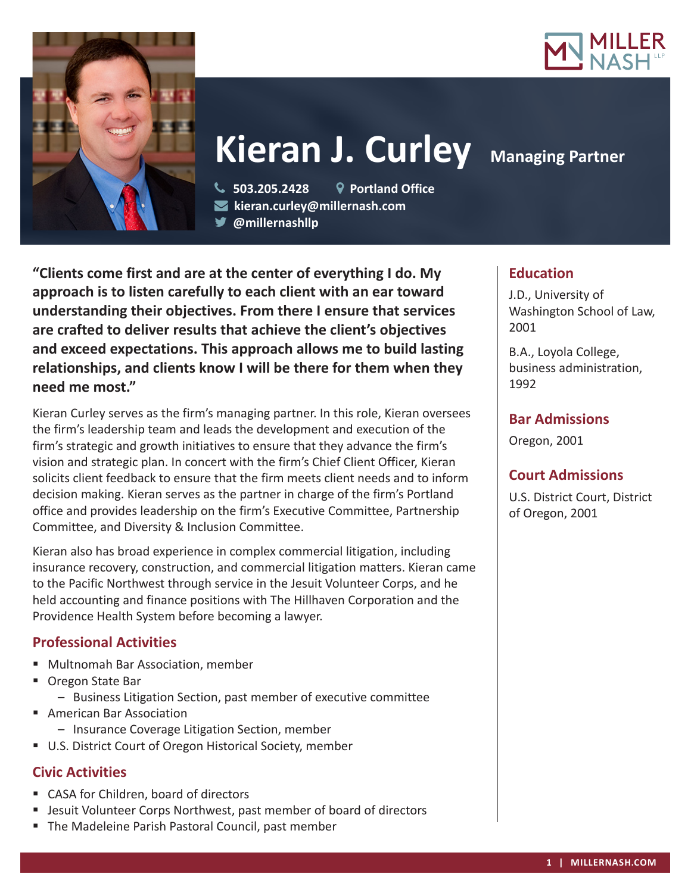# Kieran J. Curley

**Managing Partner**

503.205.2428 | Portland Office
kieran.curley@millernash.com
@millernashllp

**"Clients come first and are at the center of everything I do. My approach is to listen carefully to each client with an ear toward understanding their objectives. From there I ensure that services are crafted to deliver results that achieve the client's objectives and exceed expectations. This approach allows me to build lasting relationships, and clients know I will be there for them when they need me most."**

Kieran Curley serves as the firm's managing partner. In this role, Kieran oversees the firm's leadership team and leads the development and execution of the firm's strategic and growth initiatives to ensure that they advance the firm's vision and strategic plan. In concert with the firm's Chief Client Officer, Kieran solicits client feedback to ensure that the firm meets client needs and to inform decision making. Kieran serves as the partner in charge of the firm's Portland office and provides leadership on the firm's Executive Committee, Partnership Committee, and Diversity & Inclusion Committee.

Kieran also has broad experience in complex commercial litigation, including insurance recovery, construction, and commercial litigation matters. Kieran came to the Pacific Northwest through service in the Jesuit Volunteer Corps, and he held accounting and finance positions with The Hillhaven Corporation and the Providence Health System before becoming a lawyer.

## Professional Activities

- Multnomah Bar Association, member
- Oregon State Bar
  - Business Litigation Section, past member of executive committee
- American Bar Association
  - Insurance Coverage Litigation Section, member
- U.S. District Court of Oregon Historical Society, member

## Civic Activities

- CASA for Children, board of directors
- Jesuit Volunteer Corps Northwest, past member of board of directors
- The Madeleine Parish Pastoral Council, past member

## Education

J.D., University of Washington School of Law, 2001

B.A., Loyola College, business administration, 1992

## Bar Admissions

Oregon, 2001

## Court Admissions

U.S. District Court, District of Oregon, 2001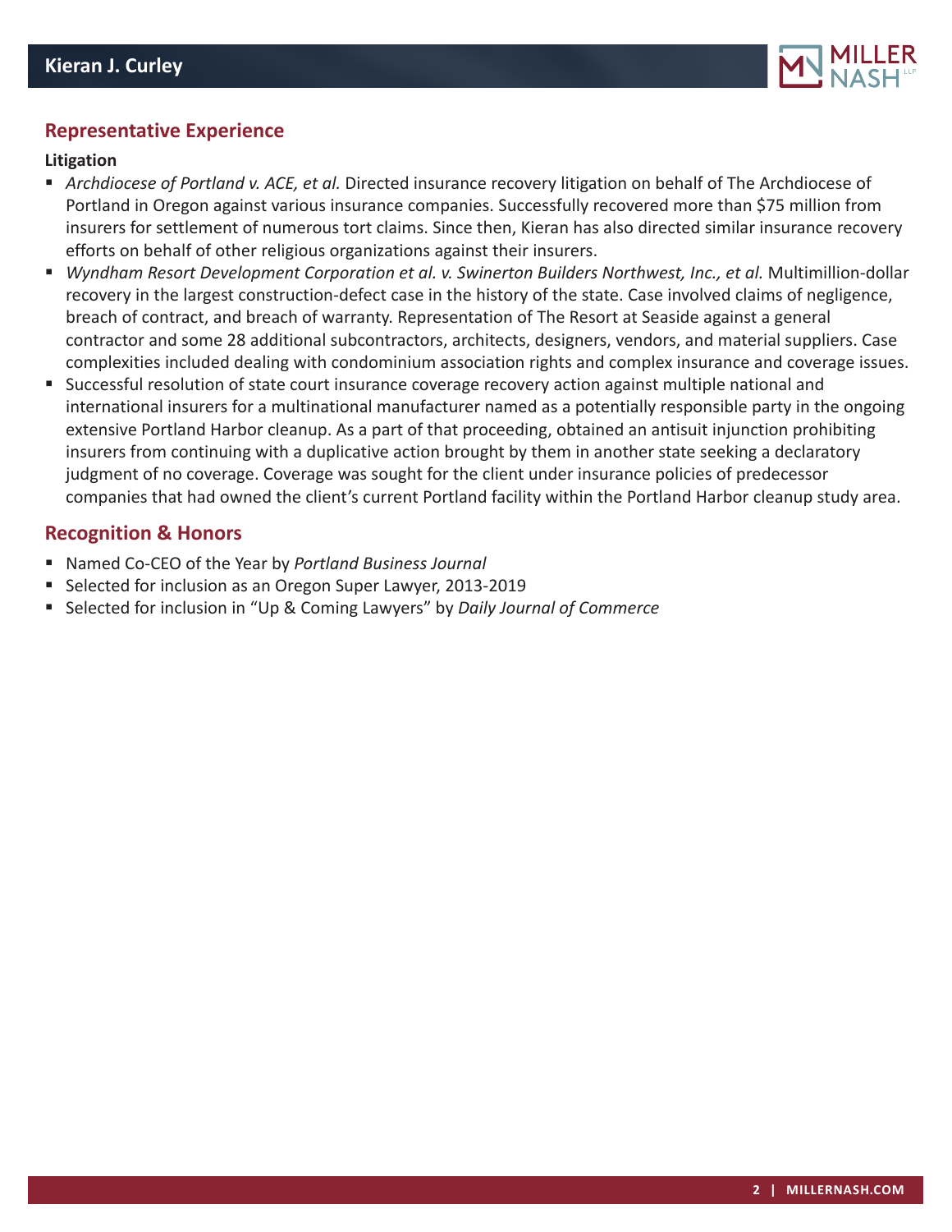## Representative Experience

**Litigation**

- *Archdiocese of Portland v. ACE, et al.* Directed insurance recovery litigation on behalf of The Archdiocese of Portland in Oregon against various insurance companies. Successfully recovered more than $75 million from insurers for settlement of numerous tort claims. Since then, Kieran has also directed similar insurance recovery efforts on behalf of other religious organizations against their insurers.
- *Wyndham Resort Development Corporation et al. v. Swinerton Builders Northwest, Inc., et al.* Multimillion-dollar recovery in the largest construction-defect case in the history of the state. Case involved claims of negligence, breach of contract, and breach of warranty. Representation of The Resort at Seaside against a general contractor and some 28 additional subcontractors, architects, designers, vendors, and material suppliers. Case complexities included dealing with condominium association rights and complex insurance and coverage issues.
- Successful resolution of state court insurance coverage recovery action against multiple national and international insurers for a multinational manufacturer named as a potentially responsible party in the ongoing extensive Portland Harbor cleanup. As a part of that proceeding, obtained an antisuit injunction prohibiting insurers from continuing with a duplicative action brought by them in another state seeking a declaratory judgment of no coverage. Coverage was sought for the client under insurance policies of predecessor companies that had owned the client's current Portland facility within the Portland Harbor cleanup study area.

## Recognition & Honors

- Named Co-CEO of the Year by *Portland Business Journal*
- Selected for inclusion as an Oregon Super Lawyer, 2013-2019
- Selected for inclusion in "Up & Coming Lawyers" by *Daily Journal of Commerce*